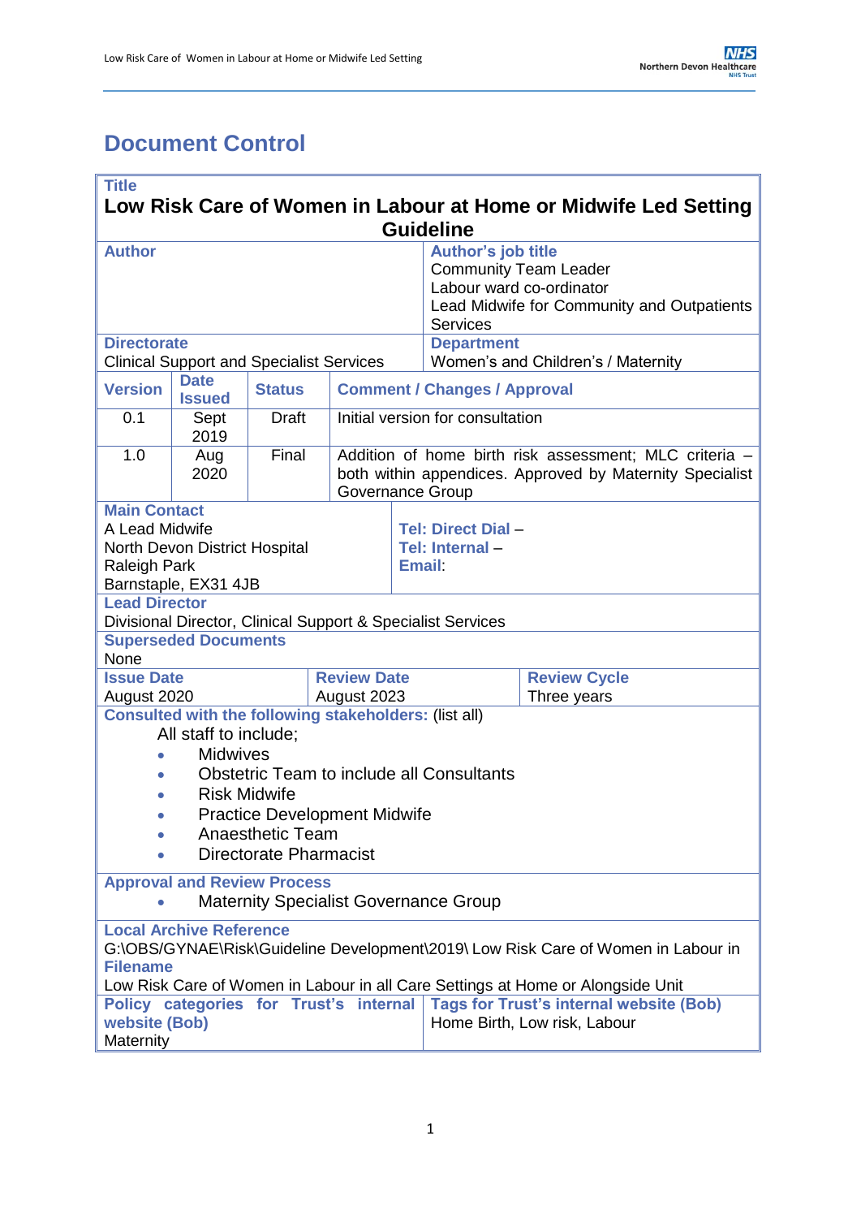# Document Control

| **Title** | | | | | |
|---|---|---|---|---|---|
| **Low Risk Care of Women in Labour at Home or Midwife Led Setting Guideline** | | | | | |
| **Author** | | | | **Author's job title**<br>Community Team Leader<br>Labour ward co-ordinator<br>Lead Midwife for Community and Outpatients Services | |
| **Directorate**<br>Clinical Support and Specialist Services | | | | **Department**<br>Women's and Children's / Maternity | |
| **Version** | **Date Issued** | **Status** | **Comment / Changes / Approval** | | |
| 0.1 | Sept 2019 | Draft | Initial version for consultation | | |
| 1.0 | Aug 2020 | Final | Addition of home birth risk assessment; MLC criteria – both within appendices. Approved by Maternity Specialist Governance Group | | |
| **Main Contact**<br>A Lead Midwife<br>North Devon District Hospital<br>Raleigh Park<br>Barnstaple, EX31 4JB | | | | **Tel: Direct Dial** –<br>**Tel: Internal** –<br>**Email**: | |
| **Lead Director**<br>Divisional Director, Clinical Support & Specialist Services | | | | | |
| **Superseded Documents**<br>None | | | | | |
| **Issue Date**<br>August 2020 | | | **Review Date**<br>August 2023 | | **Review Cycle**<br>Three years |
| **Consulted with the following stakeholders:** (list all)<br>All staff to include;<br>• Midwives<br>• Obstetric Team to include all Consultants<br>• Risk Midwife<br>• Practice Development Midwife<br>• Anaesthetic Team<br>• Directorate Pharmacist | | | | | |
| **Approval and Review Process**<br>• Maternity Specialist Governance Group | | | | | |
| **Local Archive Reference**<br>G:\OBS\GYNAE\Risk\Guideline Development\2019\ Low Risk Care of Women in Labour in<br>**Filename**<br>Low Risk Care of Women in Labour in all Care Settings at Home or Alongside Unit | | | | | |
| **Policy categories for Trust's internal website (Bob)**<br>Maternity | | | | **Tags for Trust's internal website (Bob)**<br>Home Birth, Low risk, Labour | |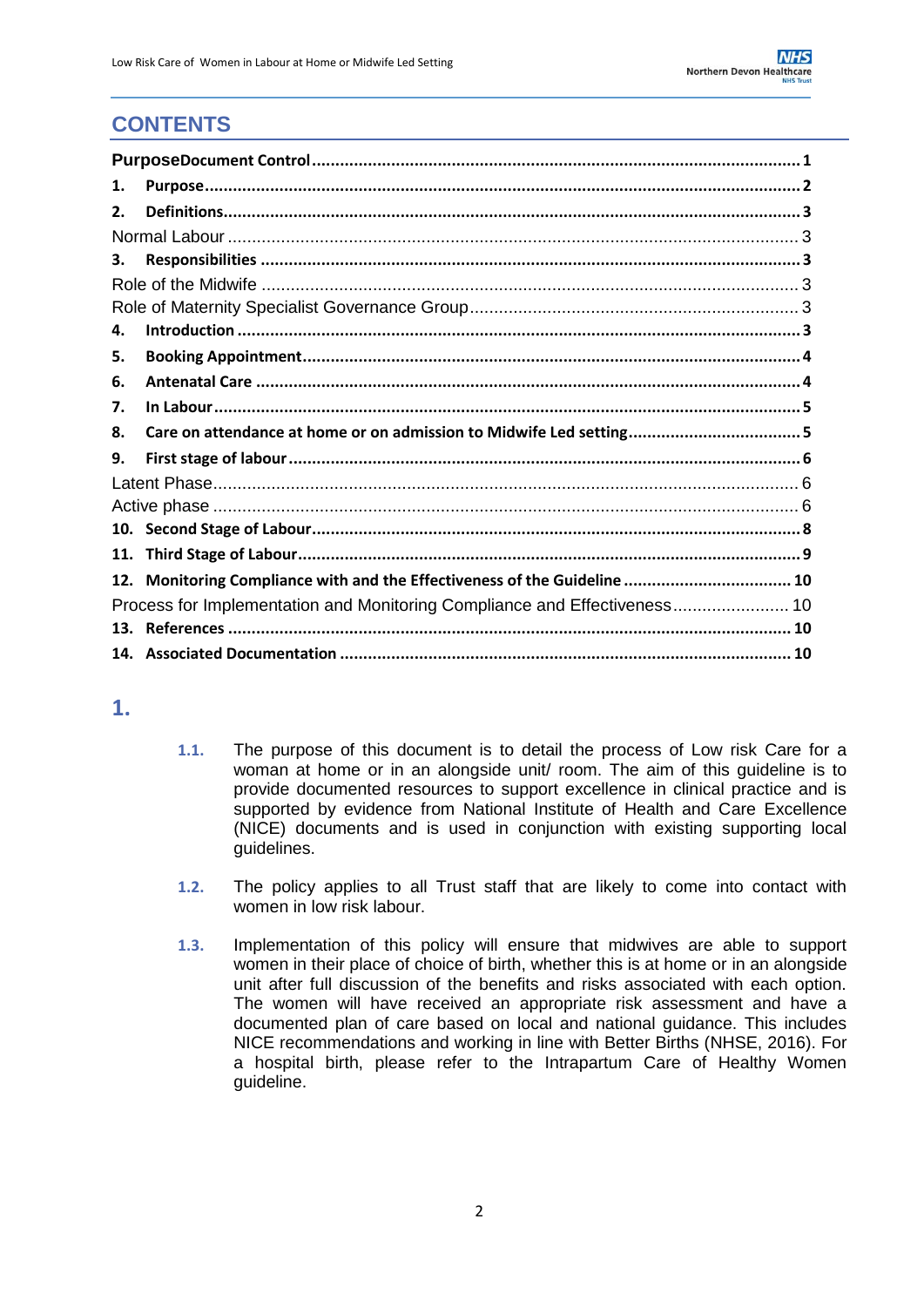# CONTENTS

| | |
|---|---|
| **PurposeDocument Control** | **1** |
| **1. Purpose** | **2** |
| **2. Definitions** | **3** |
| Normal Labour | 3 |
| **3. Responsibilities** | **3** |
| Role of the Midwife | 3 |
| Role of Maternity Specialist Governance Group | 3 |
| **4. Introduction** | **3** |
| **5. Booking Appointment** | **4** |
| **6. Antenatal Care** | **4** |
| **7. In Labour** | **5** |
| **8. Care on attendance at home or on admission to Midwife Led setting** | **5** |
| **9. First stage of labour** | **6** |
| Latent Phase | 6 |
| Active phase | 6 |
| **10. Second Stage of Labour** | **8** |
| **11. Third Stage of Labour** | **9** |
| **12. Monitoring Compliance with and the Effectiveness of the Guideline** | **10** |
| Process for Implementation and Monitoring Compliance and Effectiveness | 10 |
| **13. References** | **10** |
| **14. Associated Documentation** | **10** |

# 1.

1.1. The purpose of this document is to detail the process of Low risk Care for a woman at home or in an alongside unit/ room. The aim of this guideline is to provide documented resources to support excellence in clinical practice and is supported by evidence from National Institute of Health and Care Excellence (NICE) documents and is used in conjunction with existing supporting local guidelines.

1.2. The policy applies to all Trust staff that are likely to come into contact with women in low risk labour.

1.3. Implementation of this policy will ensure that midwives are able to support women in their place of choice of birth, whether this is at home or in an alongside unit after full discussion of the benefits and risks associated with each option. The women will have received an appropriate risk assessment and have a documented plan of care based on local and national guidance. This includes NICE recommendations and working in line with Better Births (NHSE, 2016). For a hospital birth, please refer to the Intrapartum Care of Healthy Women guideline.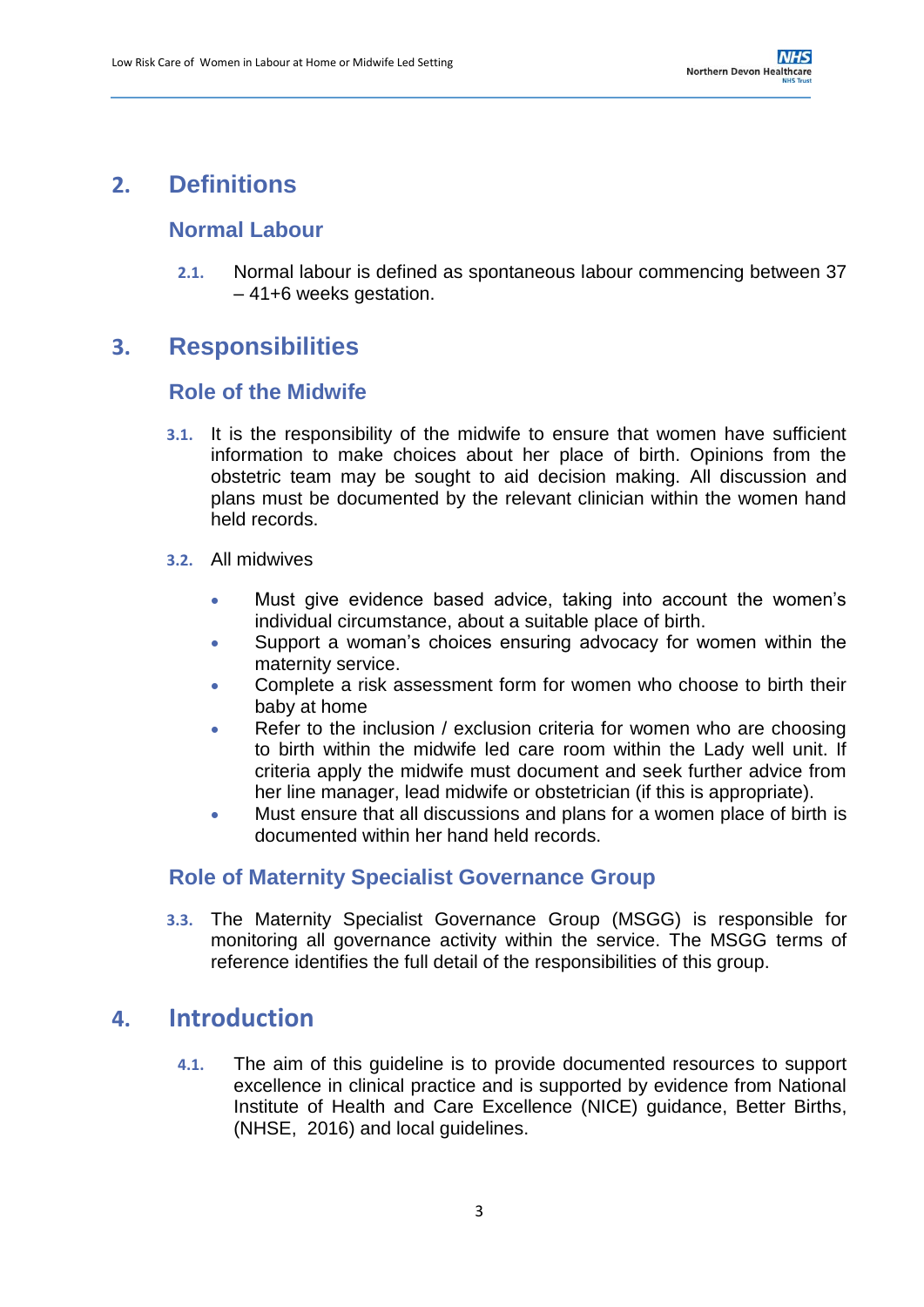## 2. Definitions

### Normal Labour

**2.1.** Normal labour is defined as spontaneous labour commencing between 37 – 41+6 weeks gestation.

## 3. Responsibilities

### Role of the Midwife

**3.1.** It is the responsibility of the midwife to ensure that women have sufficient information to make choices about her place of birth. Opinions from the obstetric team may be sought to aid decision making. All discussion and plans must be documented by the relevant clinician within the women hand held records.

**3.2.** All midwives

- Must give evidence based advice, taking into account the women's individual circumstance, about a suitable place of birth.
- Support a woman's choices ensuring advocacy for women within the maternity service.
- Complete a risk assessment form for women who choose to birth their baby at home
- Refer to the inclusion / exclusion criteria for women who are choosing to birth within the midwife led care room within the Lady well unit. If criteria apply the midwife must document and seek further advice from her line manager, lead midwife or obstetrician (if this is appropriate).
- Must ensure that all discussions and plans for a women place of birth is documented within her hand held records.

### Role of Maternity Specialist Governance Group

**3.3.** The Maternity Specialist Governance Group (MSGG) is responsible for monitoring all governance activity within the service. The MSGG terms of reference identifies the full detail of the responsibilities of this group.

## 4. Introduction

**4.1.** The aim of this guideline is to provide documented resources to support excellence in clinical practice and is supported by evidence from National Institute of Health and Care Excellence (NICE) guidance, Better Births, (NHSE, 2016) and local guidelines.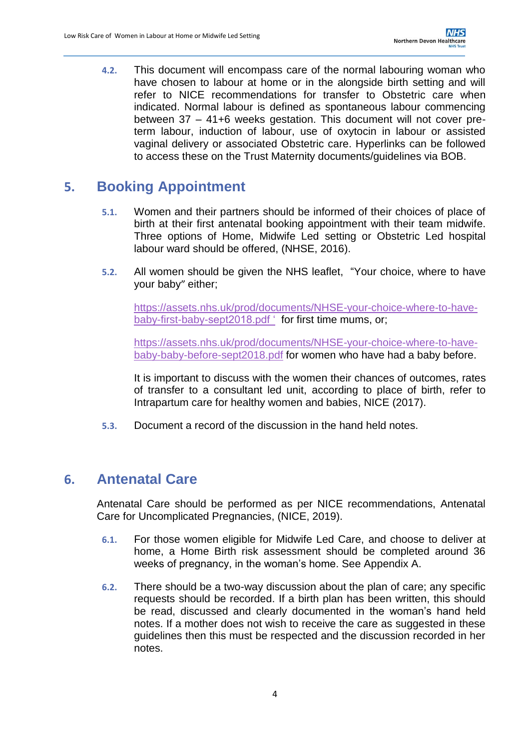4.2. This document will encompass care of the normal labouring woman who have chosen to labour at home or in the alongside birth setting and will refer to NICE recommendations for transfer to Obstetric care when indicated. Normal labour is defined as spontaneous labour commencing between 37 – 41+6 weeks gestation. This document will not cover pre-term labour, induction of labour, use of oxytocin in labour or assisted vaginal delivery or associated Obstetric care. Hyperlinks can be followed to access these on the Trust Maternity documents/guidelines via BOB.

## 5. Booking Appointment

5.1. Women and their partners should be informed of their choices of place of birth at their first antenatal booking appointment with their team midwife. Three options of Home, Midwife Led setting or Obstetric Led hospital labour ward should be offered, (NHSE, 2016).

5.2. All women should be given the NHS leaflet, "Your choice, where to have your baby" either;

https://assets.nhs.uk/prod/documents/NHSE-your-choice-where-to-have-baby-first-baby-sept2018.pdf ' for first time mums, or;

https://assets.nhs.uk/prod/documents/NHSE-your-choice-where-to-have-baby-baby-before-sept2018.pdf for women who have had a baby before.

It is important to discuss with the women their chances of outcomes, rates of transfer to a consultant led unit, according to place of birth, refer to Intrapartum care for healthy women and babies, NICE (2017).

5.3. Document a record of the discussion in the hand held notes.

## 6. Antenatal Care

Antenatal Care should be performed as per NICE recommendations, Antenatal Care for Uncomplicated Pregnancies, (NICE, 2019).

6.1. For those women eligible for Midwife Led Care, and choose to deliver at home, a Home Birth risk assessment should be completed around 36 weeks of pregnancy, in the woman's home. See Appendix A.

6.2. There should be a two-way discussion about the plan of care; any specific requests should be recorded. If a birth plan has been written, this should be read, discussed and clearly documented in the woman's hand held notes. If a mother does not wish to receive the care as suggested in these guidelines then this must be respected and the discussion recorded in her notes.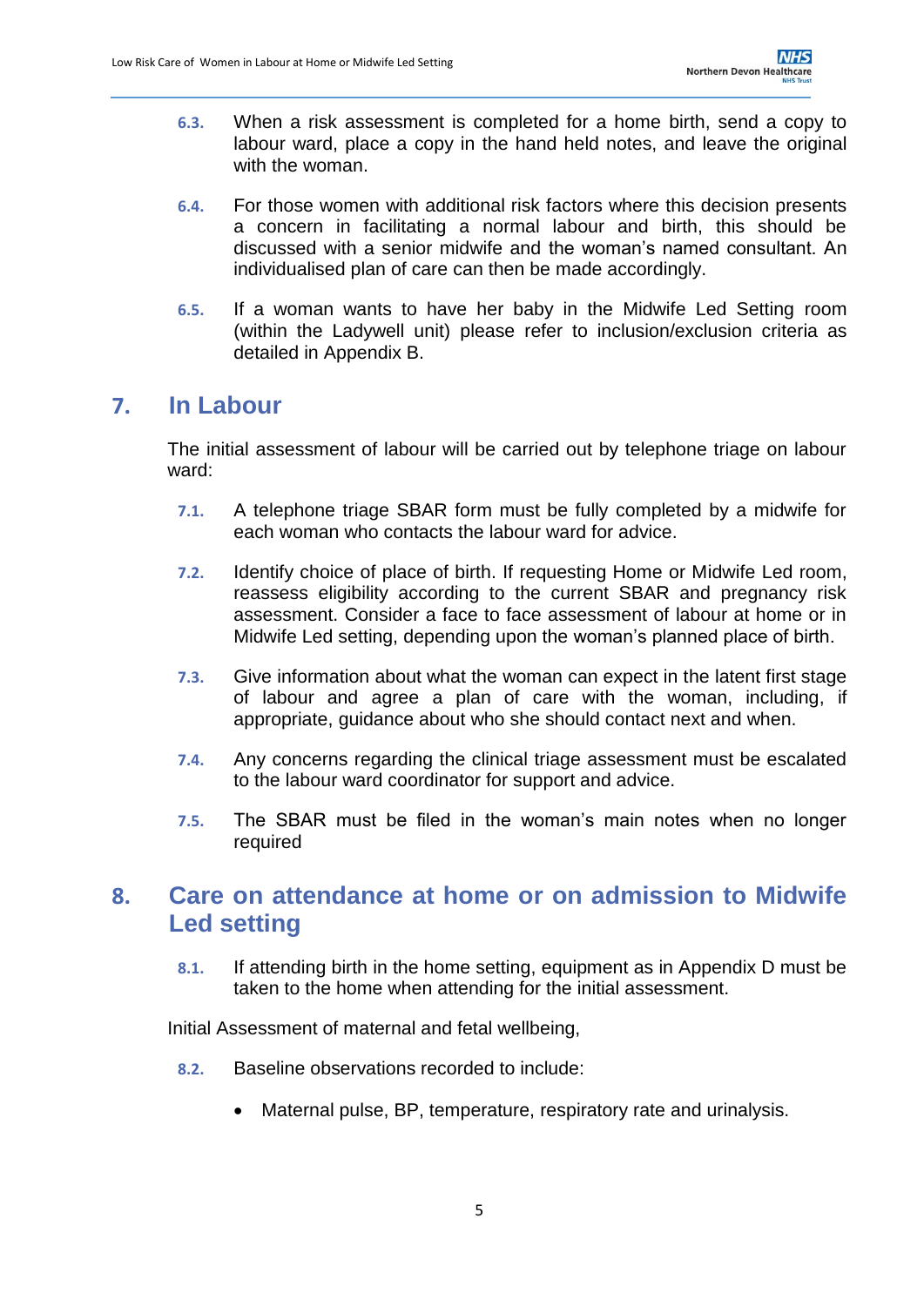**6.3.** When a risk assessment is completed for a home birth, send a copy to labour ward, place a copy in the hand held notes, and leave the original with the woman.

**6.4.** For those women with additional risk factors where this decision presents a concern in facilitating a normal labour and birth, this should be discussed with a senior midwife and the woman's named consultant. An individualised plan of care can then be made accordingly.

**6.5.** If a woman wants to have her baby in the Midwife Led Setting room (within the Ladywell unit) please refer to inclusion/exclusion criteria as detailed in Appendix B.

## 7. In Labour

The initial assessment of labour will be carried out by telephone triage on labour ward:

**7.1.** A telephone triage SBAR form must be fully completed by a midwife for each woman who contacts the labour ward for advice.

**7.2.** Identify choice of place of birth. If requesting Home or Midwife Led room, reassess eligibility according to the current SBAR and pregnancy risk assessment. Consider a face to face assessment of labour at home or in Midwife Led setting, depending upon the woman's planned place of birth.

**7.3.** Give information about what the woman can expect in the latent first stage of labour and agree a plan of care with the woman, including, if appropriate, guidance about who she should contact next and when.

**7.4.** Any concerns regarding the clinical triage assessment must be escalated to the labour ward coordinator for support and advice.

**7.5.** The SBAR must be filed in the woman's main notes when no longer required

## 8. Care on attendance at home or on admission to Midwife Led setting

**8.1.** If attending birth in the home setting, equipment as in Appendix D must be taken to the home when attending for the initial assessment.

Initial Assessment of maternal and fetal wellbeing,

**8.2.** Baseline observations recorded to include:

- Maternal pulse, BP, temperature, respiratory rate and urinalysis.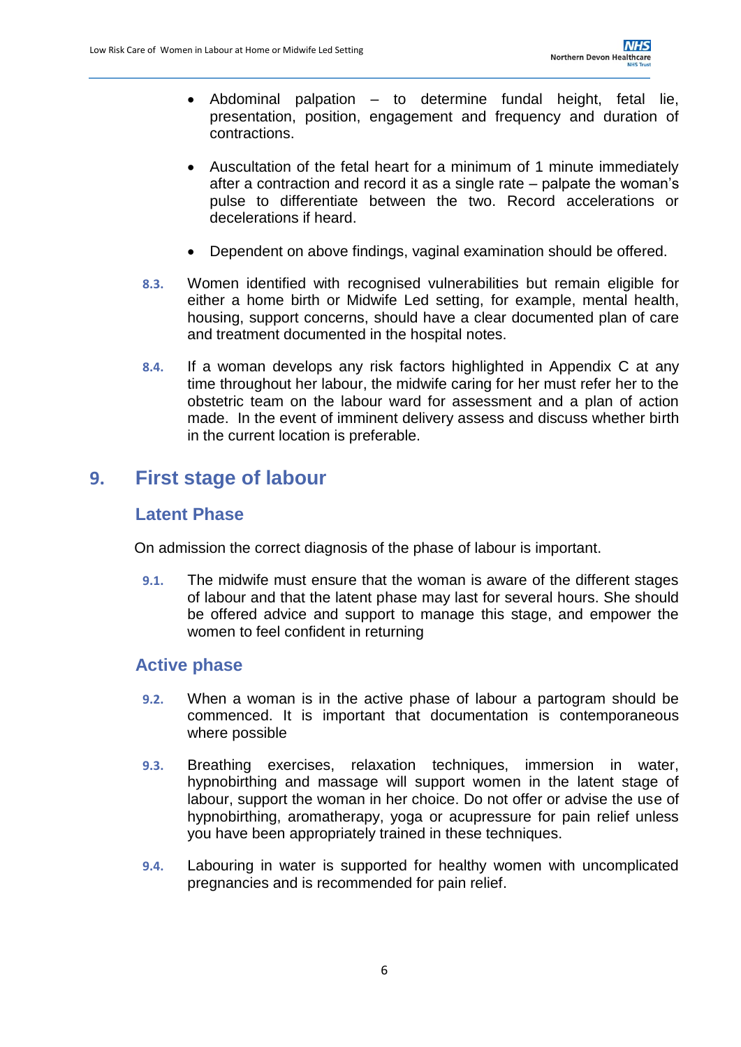- Abdominal palpation – to determine fundal height, fetal lie, presentation, position, engagement and frequency and duration of contractions.

- Auscultation of the fetal heart for a minimum of 1 minute immediately after a contraction and record it as a single rate – palpate the woman's pulse to differentiate between the two. Record accelerations or decelerations if heard.

- Dependent on above findings, vaginal examination should be offered.

**8.3.** Women identified with recognised vulnerabilities but remain eligible for either a home birth or Midwife Led setting, for example, mental health, housing, support concerns, should have a clear documented plan of care and treatment documented in the hospital notes.

**8.4.** If a woman develops any risk factors highlighted in Appendix C at any time throughout her labour, the midwife caring for her must refer her to the obstetric team on the labour ward for assessment and a plan of action made. In the event of imminent delivery assess and discuss whether birth in the current location is preferable.

# 9. First stage of labour

## Latent Phase

On admission the correct diagnosis of the phase of labour is important.

**9.1.** The midwife must ensure that the woman is aware of the different stages of labour and that the latent phase may last for several hours. She should be offered advice and support to manage this stage, and empower the women to feel confident in returning

## Active phase

**9.2.** When a woman is in the active phase of labour a partogram should be commenced. It is important that documentation is contemporaneous where possible

**9.3.** Breathing exercises, relaxation techniques, immersion in water, hypnobirthing and massage will support women in the latent stage of labour, support the woman in her choice. Do not offer or advise the use of hypnobirthing, aromatherapy, yoga or acupressure for pain relief unless you have been appropriately trained in these techniques.

**9.4.** Labouring in water is supported for healthy women with uncomplicated pregnancies and is recommended for pain relief.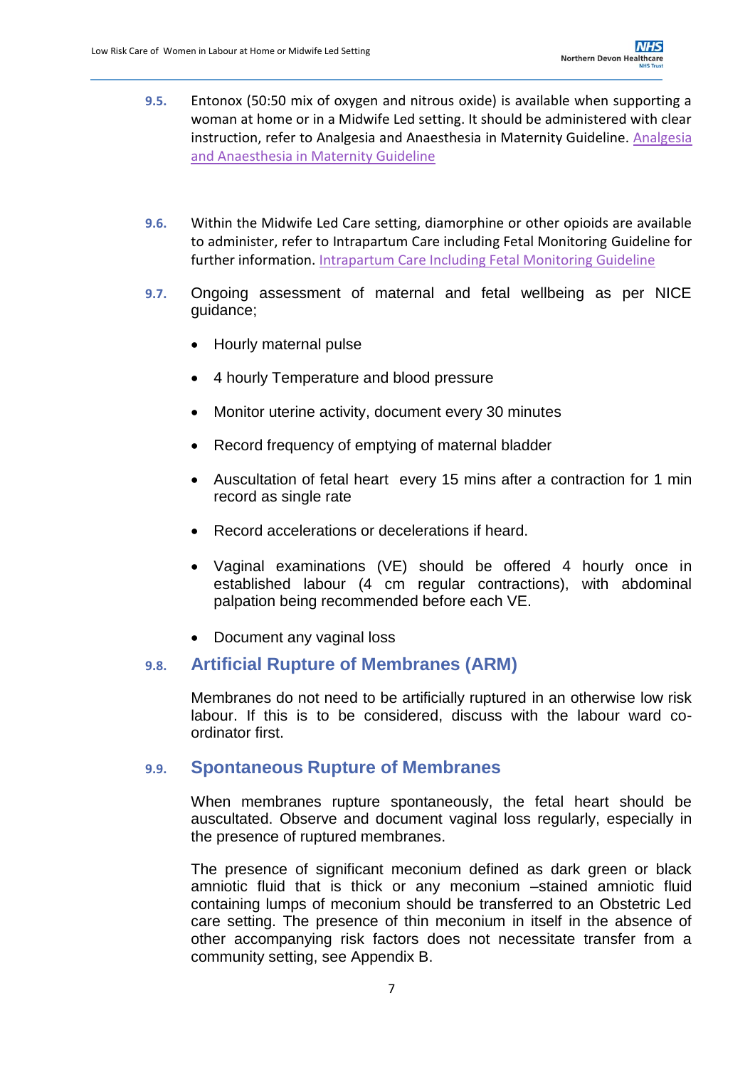**9.5.** Entonox (50:50 mix of oxygen and nitrous oxide) is available when supporting a woman at home or in a Midwife Led setting. It should be administered with clear instruction, refer to Analgesia and Anaesthesia in Maternity Guideline. [Analgesia and Anaesthesia in Maternity Guideline]

**9.6.** Within the Midwife Led Care setting, diamorphine or other opioids are available to administer, refer to Intrapartum Care including Fetal Monitoring Guideline for further information. [Intrapartum Care Including Fetal Monitoring Guideline]

**9.7.** Ongoing assessment of maternal and fetal wellbeing as per NICE guidance;

- Hourly maternal pulse
- 4 hourly Temperature and blood pressure
- Monitor uterine activity, document every 30 minutes
- Record frequency of emptying of maternal bladder
- Auscultation of fetal heart every 15 mins after a contraction for 1 min record as single rate
- Record accelerations or decelerations if heard.
- Vaginal examinations (VE) should be offered 4 hourly once in established labour (4 cm regular contractions), with abdominal palpation being recommended before each VE.
- Document any vaginal loss

## 9.8. Artificial Rupture of Membranes (ARM)

Membranes do not need to be artificially ruptured in an otherwise low risk labour. If this is to be considered, discuss with the labour ward co-ordinator first.

## 9.9. Spontaneous Rupture of Membranes

When membranes rupture spontaneously, the fetal heart should be auscultated. Observe and document vaginal loss regularly, especially in the presence of ruptured membranes.

The presence of significant meconium defined as dark green or black amniotic fluid that is thick or any meconium –stained amniotic fluid containing lumps of meconium should be transferred to an Obstetric Led care setting. The presence of thin meconium in itself in the absence of other accompanying risk factors does not necessitate transfer from a community setting, see Appendix B.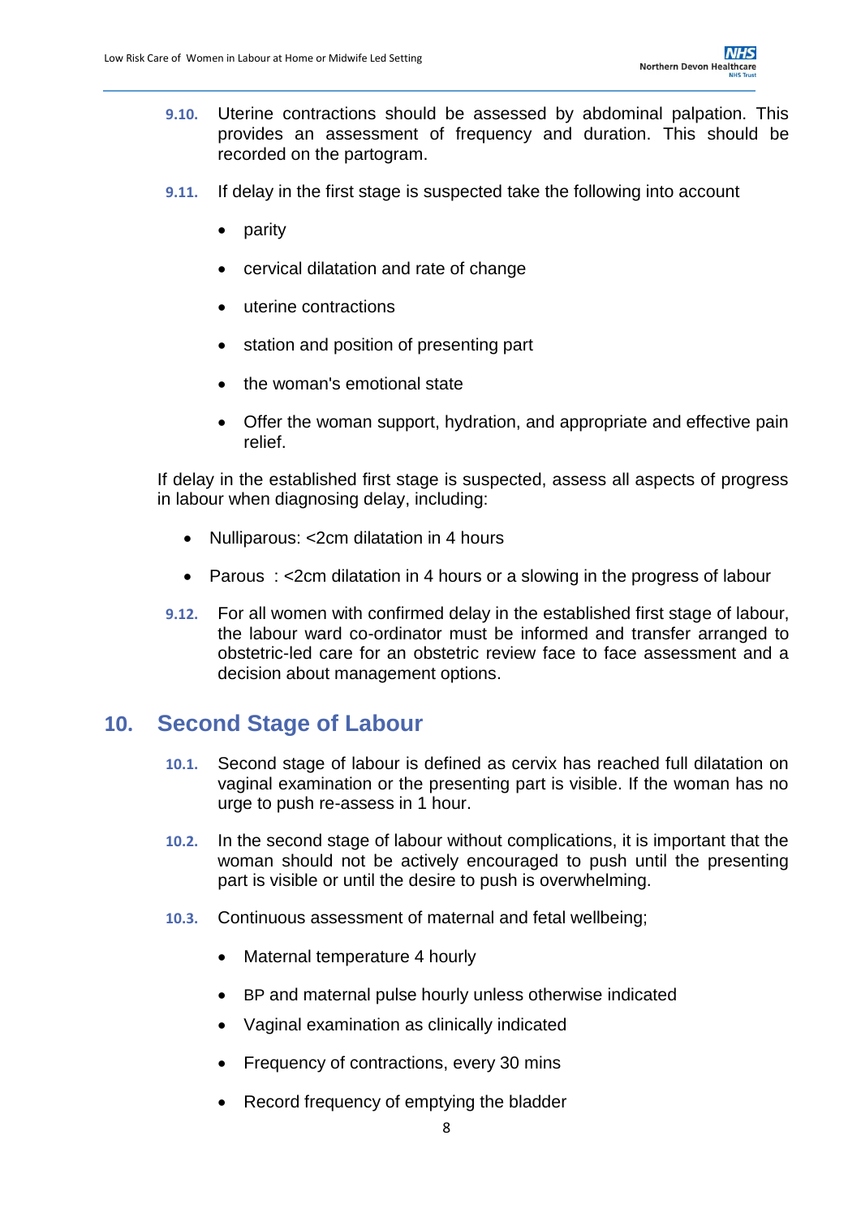9.10. Uterine contractions should be assessed by abdominal palpation. This provides an assessment of frequency and duration. This should be recorded on the partogram.

9.11. If delay in the first stage is suspected take the following into account

- parity
- cervical dilatation and rate of change
- uterine contractions
- station and position of presenting part
- the woman's emotional state
- Offer the woman support, hydration, and appropriate and effective pain relief.

If delay in the established first stage is suspected, assess all aspects of progress in labour when diagnosing delay, including:

- Nulliparous: <2cm dilatation in 4 hours
- Parous : <2cm dilatation in 4 hours or a slowing in the progress of labour

9.12. For all women with confirmed delay in the established first stage of labour, the labour ward co-ordinator must be informed and transfer arranged to obstetric-led care for an obstetric review face to face assessment and a decision about management options.

## 10. Second Stage of Labour

10.1. Second stage of labour is defined as cervix has reached full dilatation on vaginal examination or the presenting part is visible. If the woman has no urge to push re-assess in 1 hour.

10.2. In the second stage of labour without complications, it is important that the woman should not be actively encouraged to push until the presenting part is visible or until the desire to push is overwhelming.

10.3. Continuous assessment of maternal and fetal wellbeing;

- Maternal temperature 4 hourly
- BP and maternal pulse hourly unless otherwise indicated
- Vaginal examination as clinically indicated
- Frequency of contractions, every 30 mins
- Record frequency of emptying the bladder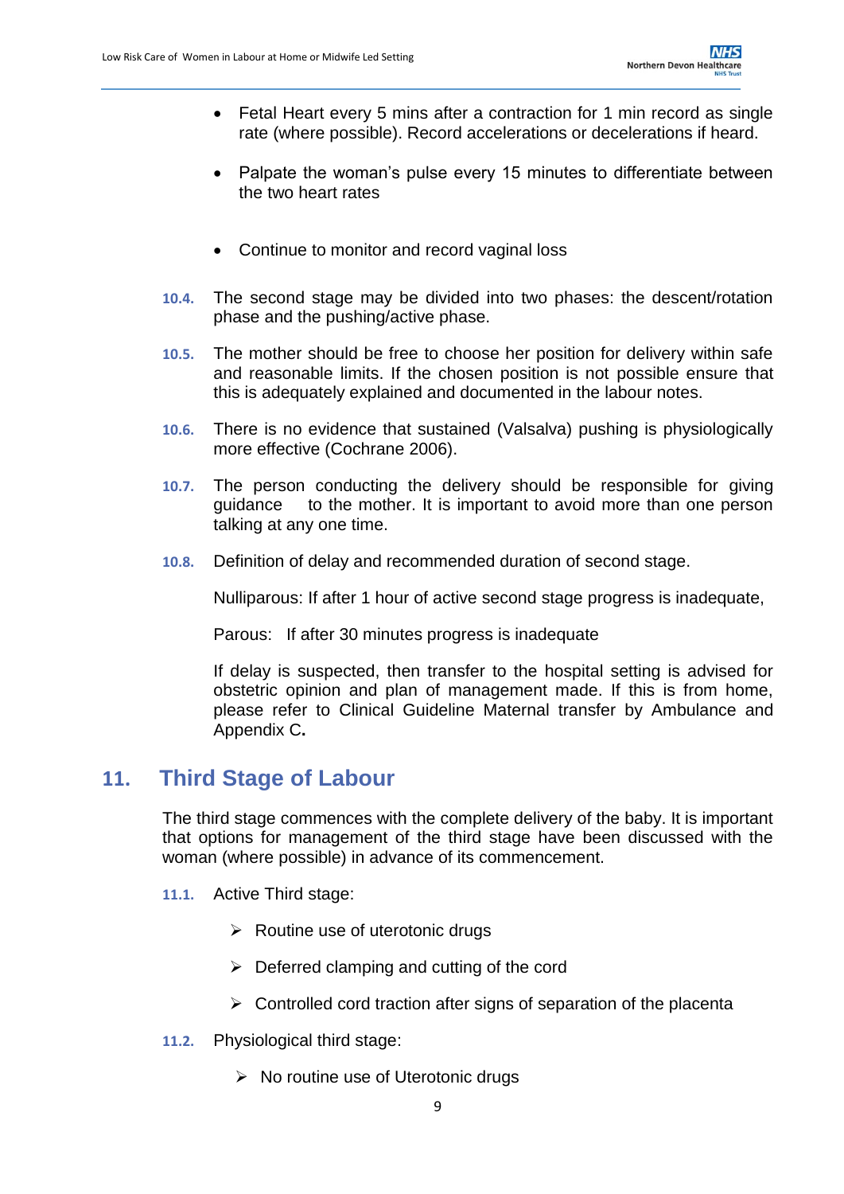- Fetal Heart every 5 mins after a contraction for 1 min record as single rate (where possible). Record accelerations or decelerations if heard.

- Palpate the woman's pulse every 15 minutes to differentiate between the two heart rates

- Continue to monitor and record vaginal loss

**10.4.** The second stage may be divided into two phases: the descent/rotation phase and the pushing/active phase.

**10.5.** The mother should be free to choose her position for delivery within safe and reasonable limits. If the chosen position is not possible ensure that this is adequately explained and documented in the labour notes.

**10.6.** There is no evidence that sustained (Valsalva) pushing is physiologically more effective (Cochrane 2006).

**10.7.** The person conducting the delivery should be responsible for giving guidance to the mother. It is important to avoid more than one person talking at any one time.

**10.8.** Definition of delay and recommended duration of second stage.

Nulliparous: If after 1 hour of active second stage progress is inadequate,

Parous: If after 30 minutes progress is inadequate

If delay is suspected, then transfer to the hospital setting is advised for obstetric opinion and plan of management made. If this is from home, please refer to Clinical Guideline Maternal transfer by Ambulance and Appendix C**.**

## 11. Third Stage of Labour

The third stage commences with the complete delivery of the baby. It is important that options for management of the third stage have been discussed with the woman (where possible) in advance of its commencement.

**11.1.** Active Third stage:

- Routine use of uterotonic drugs
- Deferred clamping and cutting of the cord
- Controlled cord traction after signs of separation of the placenta

**11.2.** Physiological third stage:

- No routine use of Uterotonic drugs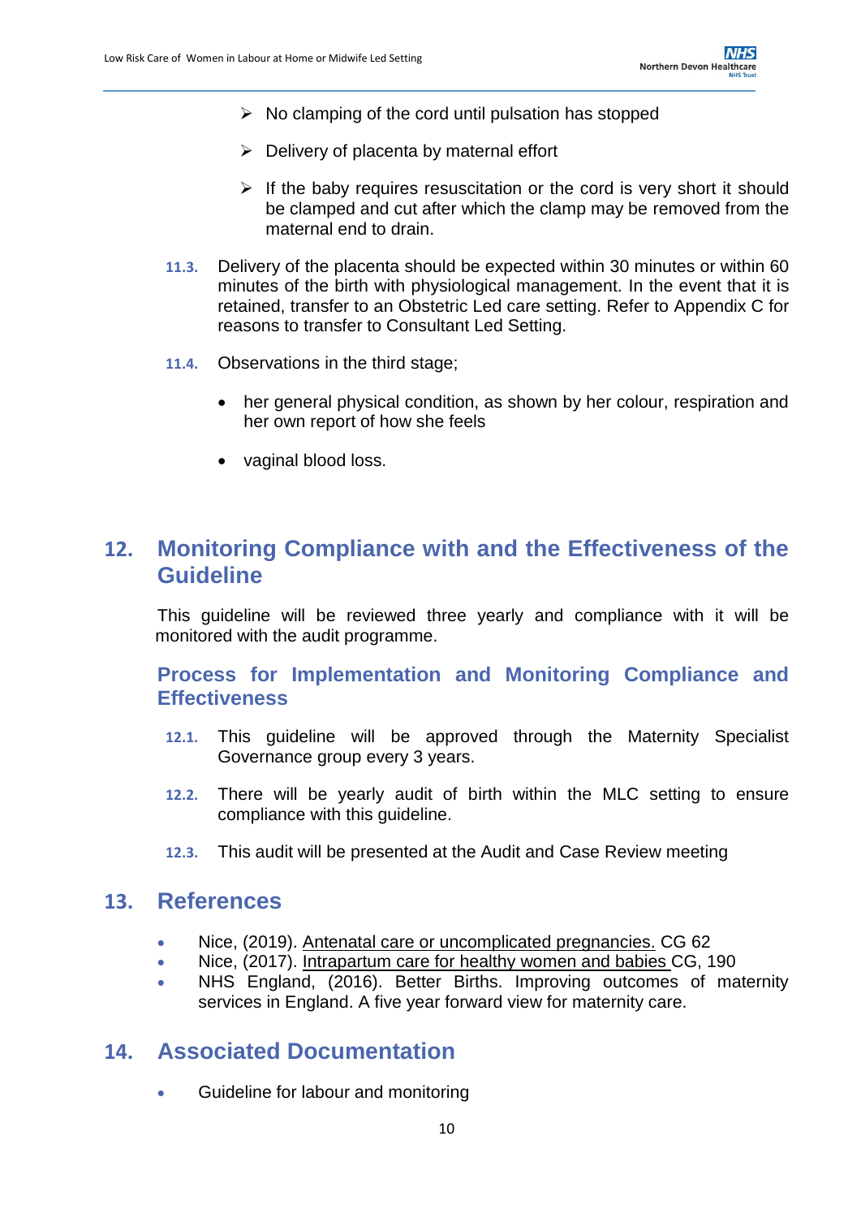- No clamping of the cord until pulsation has stopped
- Delivery of placenta by maternal effort
- If the baby requires resuscitation or the cord is very short it should be clamped and cut after which the clamp may be removed from the maternal end to drain.

**11.3.** Delivery of the placenta should be expected within 30 minutes or within 60 minutes of the birth with physiological management. In the event that it is retained, transfer to an Obstetric Led care setting. Refer to Appendix C for reasons to transfer to Consultant Led Setting.

**11.4.** Observations in the third stage;

- her general physical condition, as shown by her colour, respiration and her own report of how she feels
- vaginal blood loss.

## 12. Monitoring Compliance with and the Effectiveness of the Guideline

This guideline will be reviewed three yearly and compliance with it will be monitored with the audit programme.

### Process for Implementation and Monitoring Compliance and Effectiveness

**12.1.** This guideline will be approved through the Maternity Specialist Governance group every 3 years.

**12.2.** There will be yearly audit of birth within the MLC setting to ensure compliance with this guideline.

**12.3.** This audit will be presented at the Audit and Case Review meeting

## 13. References

- Nice, (2019). Antenatal care or uncomplicated pregnancies. CG 62
- Nice, (2017). Intrapartum care for healthy women and babies CG, 190
- NHS England, (2016). Better Births. Improving outcomes of maternity services in England. A five year forward view for maternity care.

## 14. Associated Documentation

- Guideline for labour and monitoring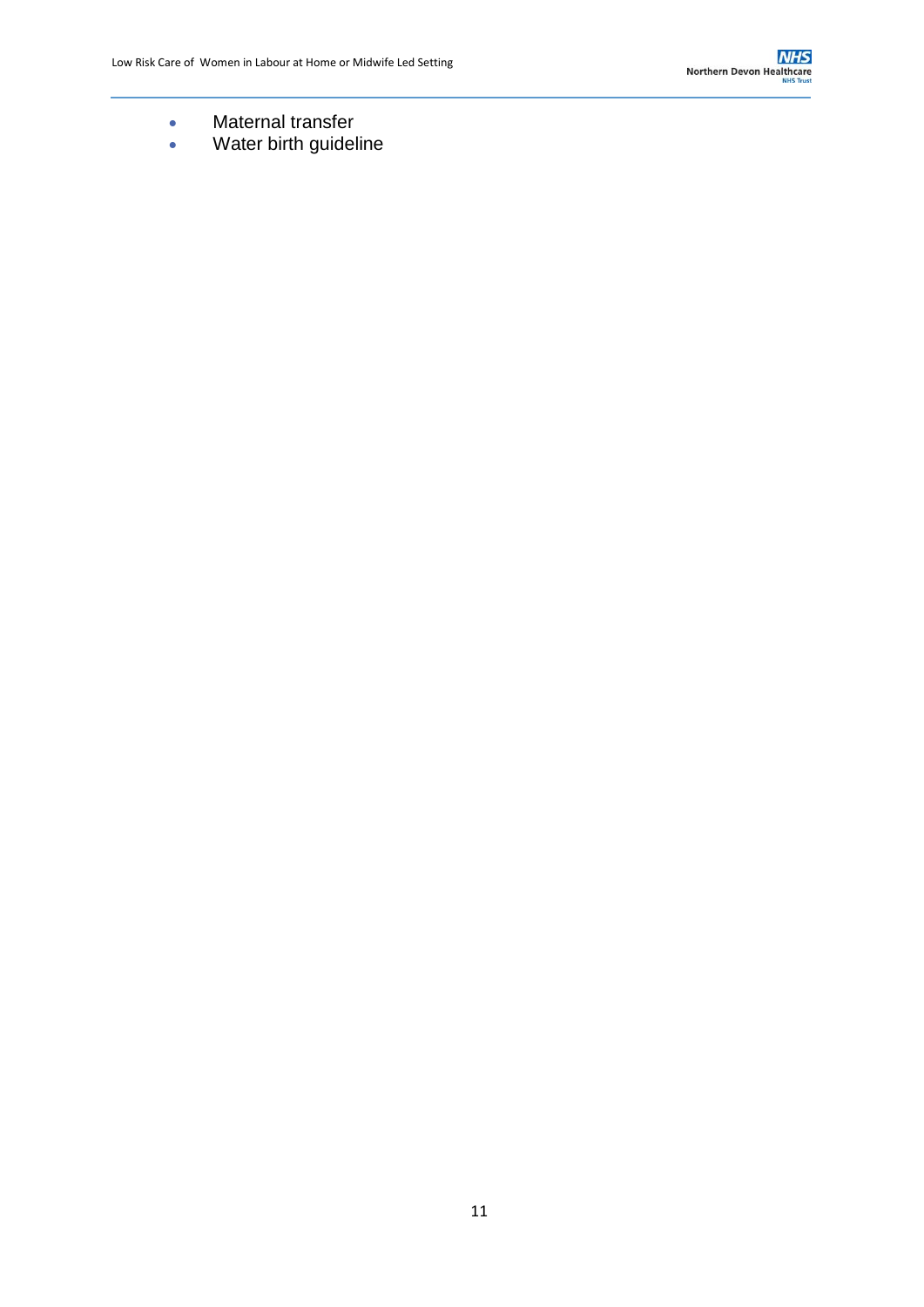- Maternal transfer
- Water birth guideline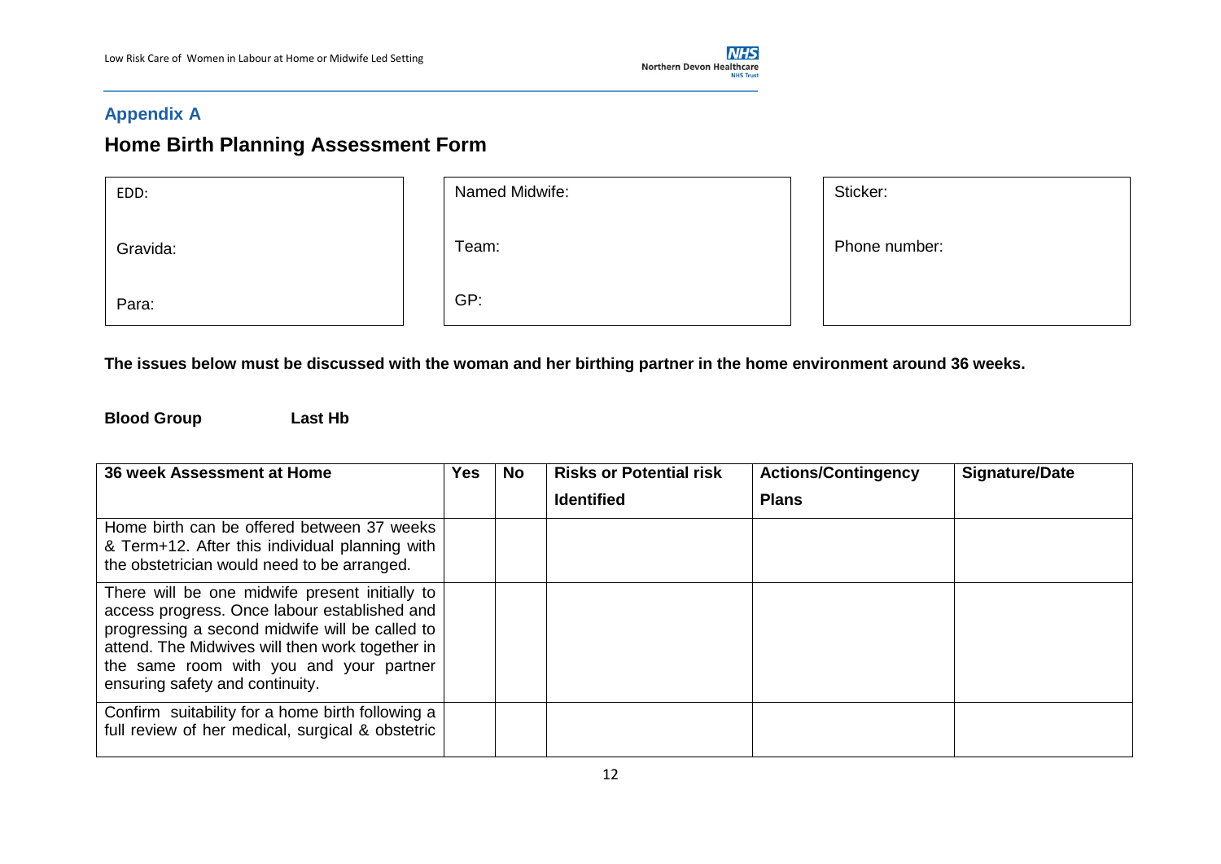## Appendix A

# Home Birth Planning Assessment Form

| EDD: | Named Midwife: | Sticker: |
|---|---|---|
| Gravida: | Team: | Phone number: |
| Para: | GP: | |

**The issues below must be discussed with the woman and her birthing partner in the home environment around 36 weeks.**

**Blood Group** **Last Hb**

| 36 week Assessment at Home | Yes | No | Risks or Potential risk Identified | Actions/Contingency Plans | Signature/Date |
|---|---|---|---|---|---|
| Home birth can be offered between 37 weeks & Term+12. After this individual planning with the obstetrician would need to be arranged. | | | | | |
| There will be one midwife present initially to access progress. Once labour established and progressing a second midwife will be called to attend. The Midwives will then work together in the same room with you and your partner ensuring safety and continuity. | | | | | |
| Confirm suitability for a home birth following a full review of her medical, surgical & obstetric | | | | | |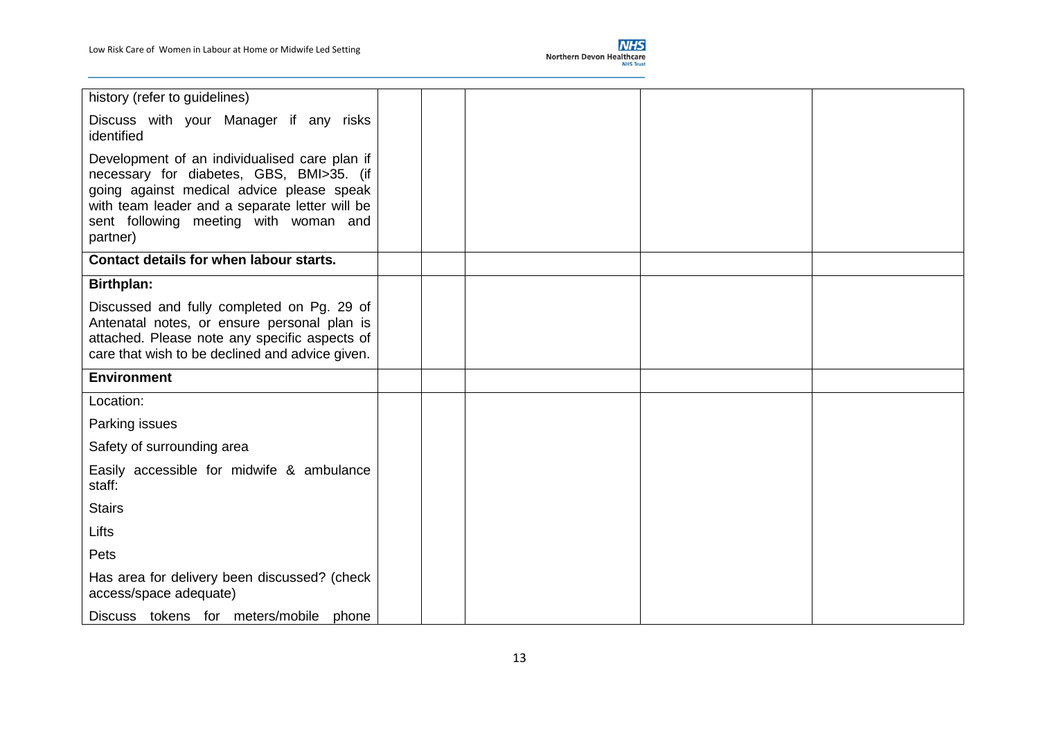| | | | | | |
|---|---|---|---|---|---|
| history (refer to guidelines)<br><br>Discuss with your Manager if any risks identified<br><br>Development of an individualised care plan if necessary for diabetes, GBS, BMI>35. (if going against medical advice please speak with team leader and a separate letter will be sent following meeting with woman and partner) | | | | | |
| **Contact details for when labour starts.** | | | | | |
| **Birthplan:**<br><br>Discussed and fully completed on Pg. 29 of Antenatal notes, or ensure personal plan is attached. Please note any specific aspects of care that wish to be declined and advice given. | | | | | |
| **Environment** | | | | | |
| Location:<br><br>Parking issues<br><br>Safety of surrounding area<br><br>Easily accessible for midwife & ambulance staff:<br><br>Stairs<br><br>Lifts<br><br>Pets<br><br>Has area for delivery been discussed? (check access/space adequate)<br><br>Discuss tokens for meters/mobile phone | | | | | |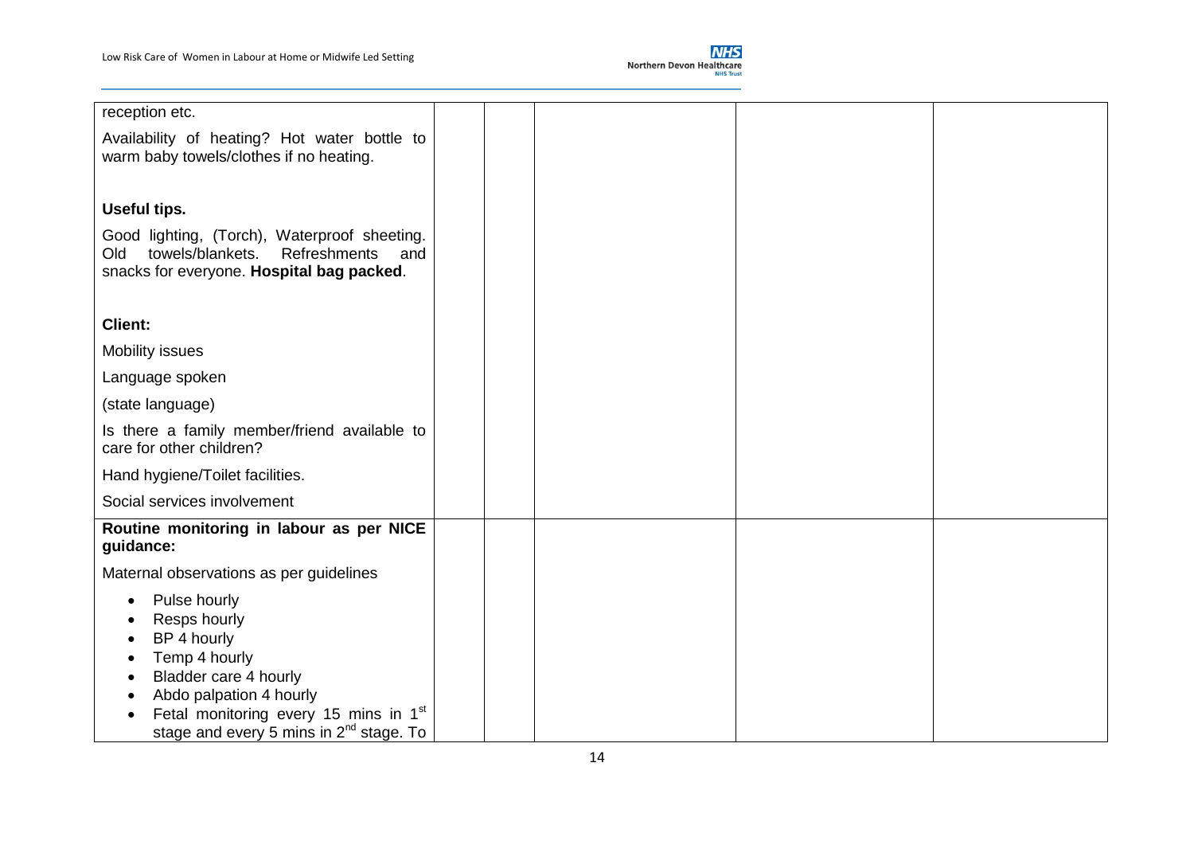| | | | | |
|---|---|---|---|---|
| reception etc.<br><br>Availability of heating? Hot water bottle to warm baby towels/clothes if no heating.<br><br>**Useful tips.**<br><br>Good lighting, (Torch), Waterproof sheeting. Old towels/blankets. Refreshments and snacks for everyone. **Hospital bag packed**.<br><br>**Client:**<br><br>Mobility issues<br><br>Language spoken<br><br>(state language)<br><br>Is there a family member/friend available to care for other children?<br><br>Hand hygiene/Toilet facilities.<br><br>Social services involvement | | | | |
| **Routine monitoring in labour as per NICE guidance:**<br><br>Maternal observations as per guidelines<br><br>• Pulse hourly<br>• Resps hourly<br>• BP 4 hourly<br>• Temp 4 hourly<br>• Bladder care 4 hourly<br>• Abdo palpation 4 hourly<br>• Fetal monitoring every 15 mins in 1st stage and every 5 mins in 2nd stage. To | | | | |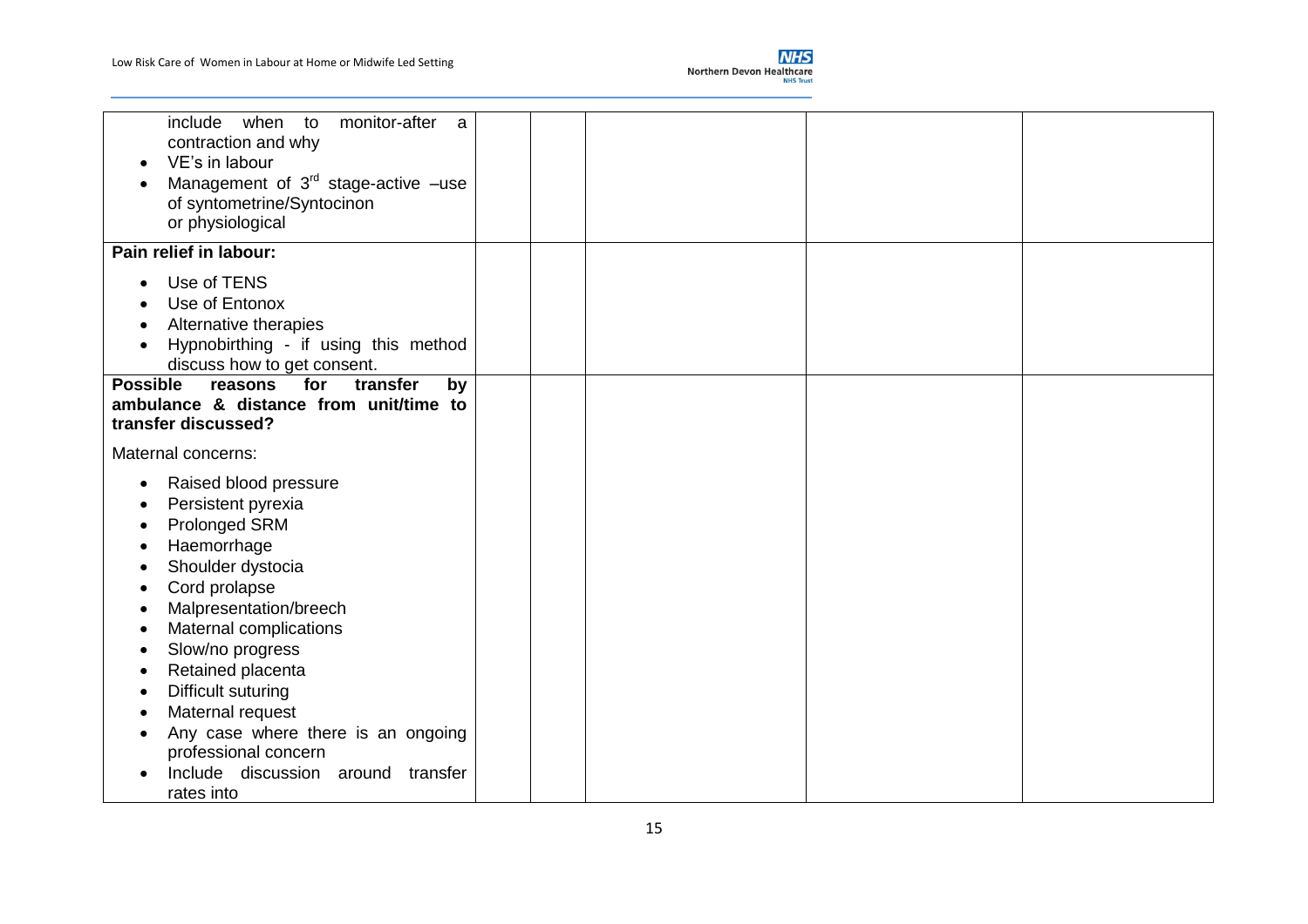| | | | | | |
|---|---|---|---|---|---|
| <ul><li>include when to monitor-after a contraction and why</li><li>VE's in labour</li><li>Management of 3rd stage-active –use of syntometrine/Syntocinon or physiological</li></ul> | | | | | |
| **Pain relief in labour:**<ul><li>Use of TENS</li><li>Use of Entonox</li><li>Alternative therapies</li><li>Hypnobirthing - if using this method discuss how to get consent.</li></ul> | | | | | |
| **Possible reasons for transfer by ambulance & distance from unit/time to transfer discussed?**<br><br>Maternal concerns:<ul><li>Raised blood pressure</li><li>Persistent pyrexia</li><li>Prolonged SRM</li><li>Haemorrhage</li><li>Shoulder dystocia</li><li>Cord prolapse</li><li>Malpresentation/breech</li><li>Maternal complications</li><li>Slow/no progress</li><li>Retained placenta</li><li>Difficult suturing</li><li>Maternal request</li><li>Any case where there is an ongoing professional concern</li><li>Include discussion around transfer rates into</li></ul> | | | | | |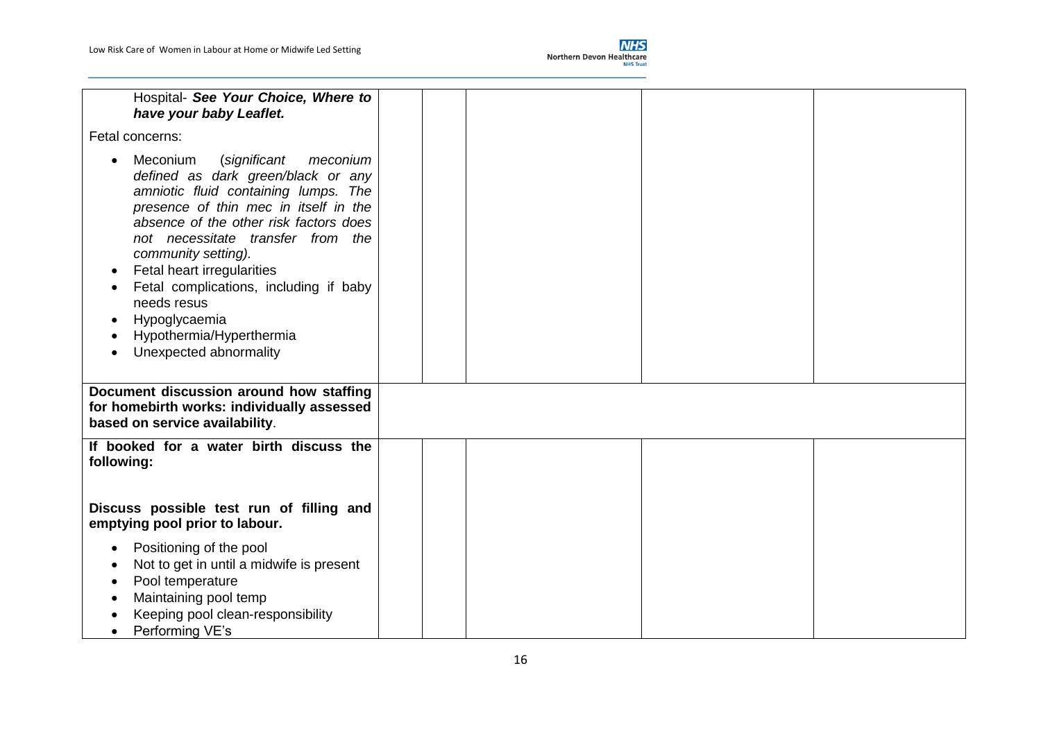| | | | | | |
|---|---|---|---|---|---|
| Hospital- ***See Your Choice, Where to have your baby Leaflet.***<br><br>Fetal concerns:<br><br>• Meconium (*significant meconium defined as dark green/black or any amniotic fluid containing lumps. The presence of thin mec in itself in the absence of the other risk factors does not necessitate transfer from the community setting).*<br>• Fetal heart irregularities<br>• Fetal complications, including if baby needs resus<br>• Hypoglycaemia<br>• Hypothermia/Hyperthermia<br>• Unexpected abnormality | | | | | |
| **Document discussion around how staffing for homebirth works: individually assessed based on service availability**. | | | | | |
| **If booked for a water birth discuss the following:**<br><br>**Discuss possible test run of filling and emptying pool prior to labour.**<br><br>• Positioning of the pool<br>• Not to get in until a midwife is present<br>• Pool temperature<br>• Maintaining pool temp<br>• Keeping pool clean-responsibility<br>• Performing VE's | | | | | |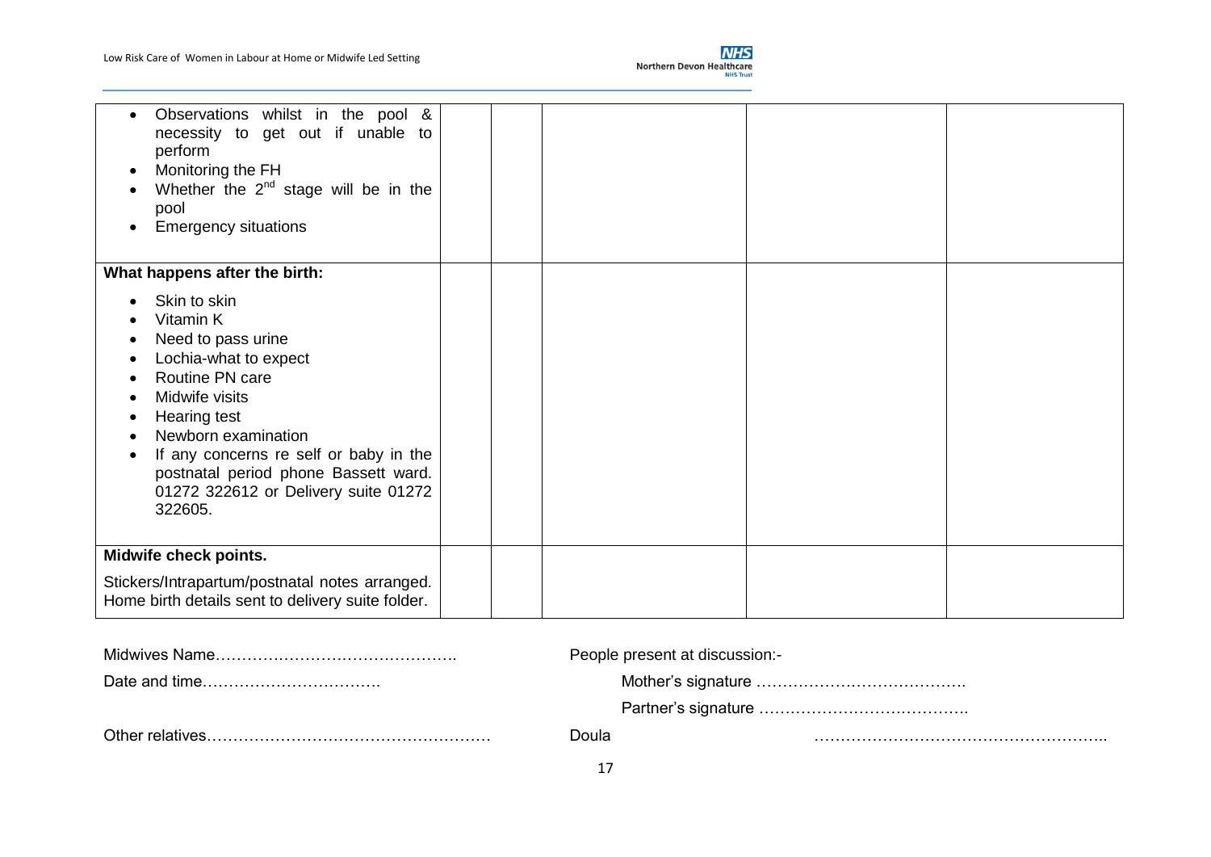| | | | | |
|---|---|---|---|---|
| • Observations whilst in the pool & necessity to get out if unable to perform<br>• Monitoring the FH<br>• Whether the 2[nd] stage will be in the pool<br>• Emergency situations | | | | |
| **What happens after the birth:**<br>• Skin to skin<br>• Vitamin K<br>• Need to pass urine<br>• Lochia-what to expect<br>• Routine PN care<br>• Midwife visits<br>• Hearing test<br>• Newborn examination<br>• If any concerns re self or baby in the postnatal period phone Bassett ward. 01272 322612 or Delivery suite 01272 322605. | | | | |
| **Midwife check points.**<br>Stickers/Intrapartum/postnatal notes arranged. Home birth details sent to delivery suite folder. | | | | |

Midwives Name……………………………………….

Date and time…………………………….

Other relatives………………………………………………

People present at discussion:-

Mother's signature ………………………………….

Partner's signature ………………………………….

Doula ………………………………………………..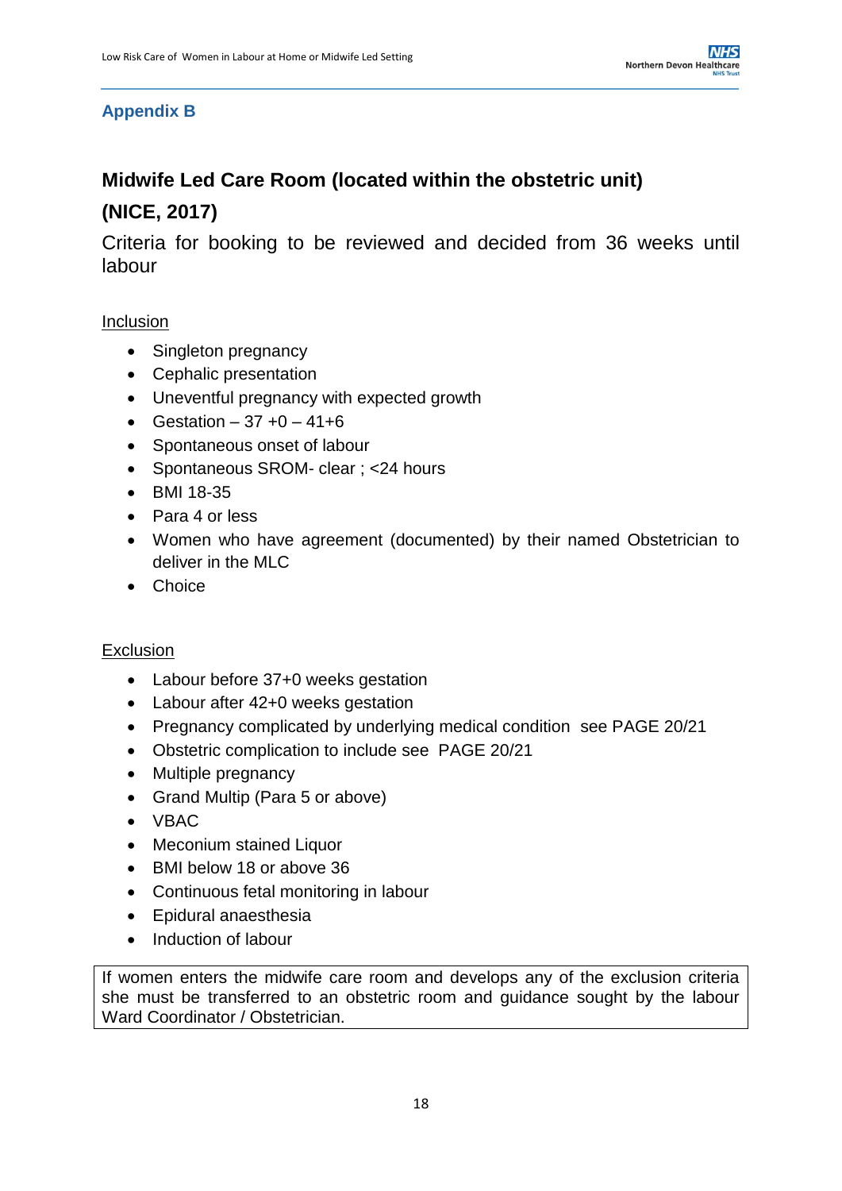## Appendix B

### Midwife Led Care Room (located within the obstetric unit)

### (NICE, 2017)

Criteria for booking to be reviewed and decided from 36 weeks until labour

Inclusion

- Singleton pregnancy
- Cephalic presentation
- Uneventful pregnancy with expected growth
- Gestation – 37 +0 – 41+6
- Spontaneous onset of labour
- Spontaneous SROM- clear ; <24 hours
- BMI 18-35
- Para 4 or less
- Women who have agreement (documented) by their named Obstetrician to deliver in the MLC
- Choice

Exclusion

- Labour before 37+0 weeks gestation
- Labour after 42+0 weeks gestation
- Pregnancy complicated by underlying medical condition see PAGE 20/21
- Obstetric complication to include see PAGE 20/21
- Multiple pregnancy
- Grand Multip (Para 5 or above)
- VBAC
- Meconium stained Liquor
- BMI below 18 or above 36
- Continuous fetal monitoring in labour
- Epidural anaesthesia
- Induction of labour

If women enters the midwife care room and develops any of the exclusion criteria she must be transferred to an obstetric room and guidance sought by the labour Ward Coordinator / Obstetrician.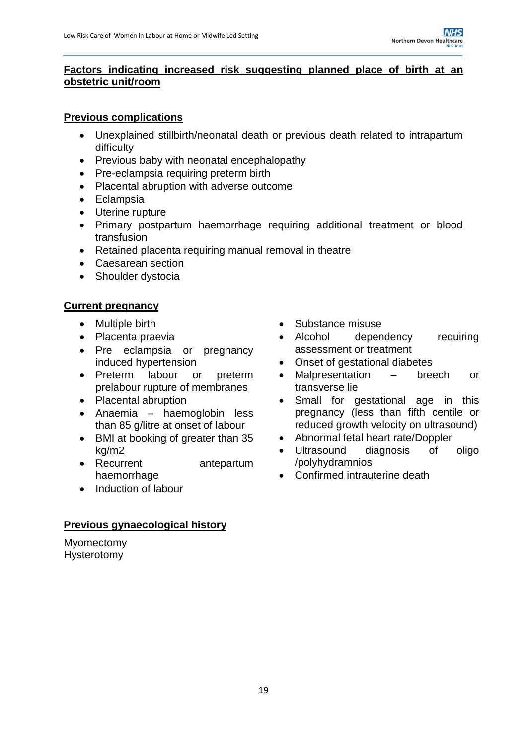## Factors indicating increased risk suggesting planned place of birth at an obstetric unit/room

### Previous complications

- Unexplained stillbirth/neonatal death or previous death related to intrapartum difficulty
- Previous baby with neonatal encephalopathy
- Pre-eclampsia requiring preterm birth
- Placental abruption with adverse outcome
- Eclampsia
- Uterine rupture
- Primary postpartum haemorrhage requiring additional treatment or blood transfusion
- Retained placenta requiring manual removal in theatre
- Caesarean section
- Shoulder dystocia

### Current pregnancy

- Multiple birth
- Placenta praevia
- Pre eclampsia or pregnancy induced hypertension
- Preterm labour or preterm prelabour rupture of membranes
- Placental abruption
- Anaemia – haemoglobin less than 85 g/litre at onset of labour
- BMI at booking of greater than 35 kg/m2
- Recurrent antepartum haemorrhage
- Induction of labour
- Substance misuse
- Alcohol dependency requiring assessment or treatment
- Onset of gestational diabetes
- Malpresentation – breech or transverse lie
- Small for gestational age in this pregnancy (less than fifth centile or reduced growth velocity on ultrasound)
- Abnormal fetal heart rate/Doppler
- Ultrasound diagnosis of oligo /polyhydramnios
- Confirmed intrauterine death

### Previous gynaecological history

Myomectomy
Hysterotomy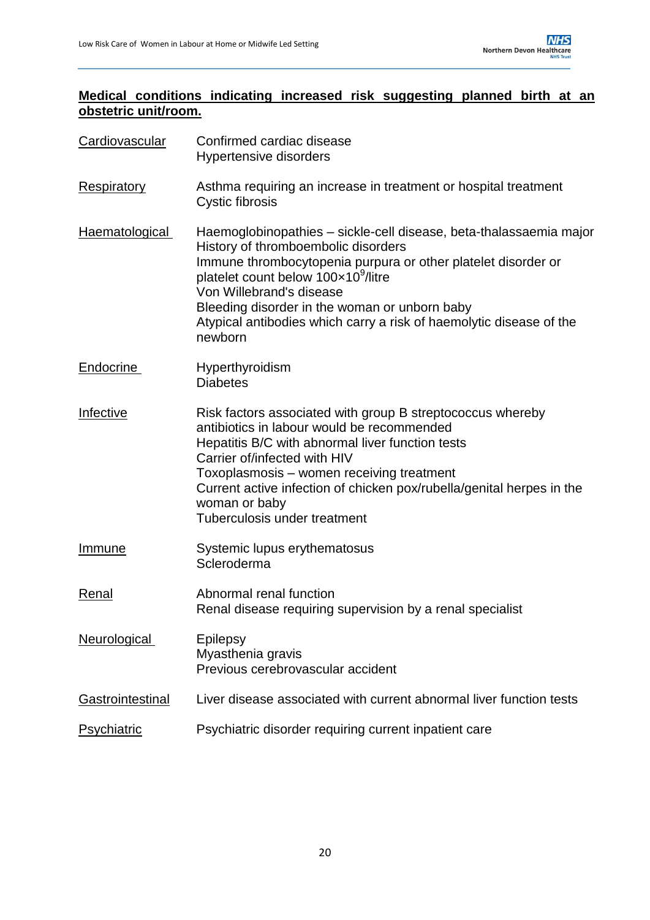**Medical conditions indicating increased risk suggesting planned birth at an obstetric unit/room.**

| | |
|---|---|
| Cardiovascular | Confirmed cardiac disease<br>Hypertensive disorders |
| Respiratory | Asthma requiring an increase in treatment or hospital treatment<br>Cystic fibrosis |
| Haematological | Haemoglobinopathies – sickle-cell disease, beta-thalassaemia major<br>History of thromboembolic disorders<br>Immune thrombocytopenia purpura or other platelet disorder or platelet count below $100×10^9$/litre<br>Von Willebrand's disease<br>Bleeding disorder in the woman or unborn baby<br>Atypical antibodies which carry a risk of haemolytic disease of the newborn |
| Endocrine | Hyperthyroidism<br>Diabetes |
| Infective | Risk factors associated with group B streptococcus whereby antibiotics in labour would be recommended<br>Hepatitis B/C with abnormal liver function tests<br>Carrier of/infected with HIV<br>Toxoplasmosis – women receiving treatment<br>Current active infection of chicken pox/rubella/genital herpes in the woman or baby<br>Tuberculosis under treatment |
| Immune | Systemic lupus erythematosus<br>Scleroderma |
| Renal | Abnormal renal function<br>Renal disease requiring supervision by a renal specialist |
| Neurological | Epilepsy<br>Myasthenia gravis<br>Previous cerebrovascular accident |
| Gastrointestinal | Liver disease associated with current abnormal liver function tests |
| Psychiatric | Psychiatric disorder requiring current inpatient care |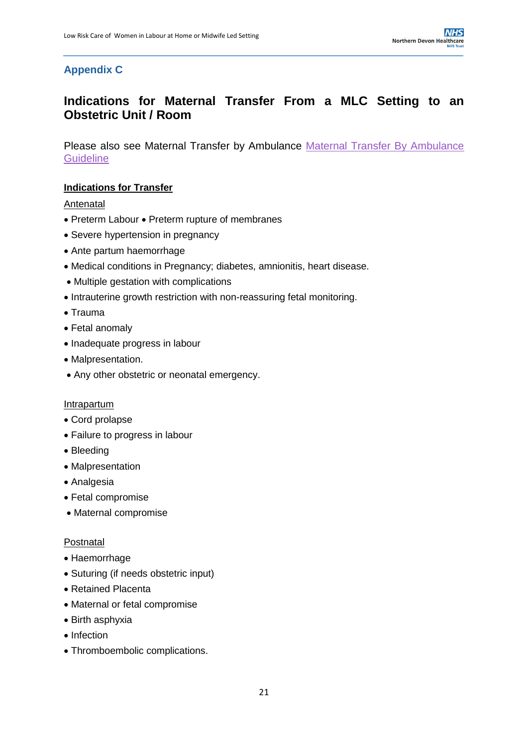## Appendix C

# Indications for Maternal Transfer From a MLC Setting to an Obstetric Unit / Room

Please also see Maternal Transfer by Ambulance [Maternal Transfer By Ambulance Guideline]

**Indications for Transfer**

Antenatal

- Preterm Labour • Preterm rupture of membranes
- Severe hypertension in pregnancy
- Ante partum haemorrhage
- Medical conditions in Pregnancy; diabetes, amnionitis, heart disease.
- Multiple gestation with complications
- Intrauterine growth restriction with non-reassuring fetal monitoring.
- Trauma
- Fetal anomaly
- Inadequate progress in labour
- Malpresentation.
- Any other obstetric or neonatal emergency.

Intrapartum

- Cord prolapse
- Failure to progress in labour
- Bleeding
- Malpresentation
- Analgesia
- Fetal compromise
- Maternal compromise

Postnatal

- Haemorrhage
- Suturing (if needs obstetric input)
- Retained Placenta
- Maternal or fetal compromise
- Birth asphyxia
- Infection
- Thromboembolic complications.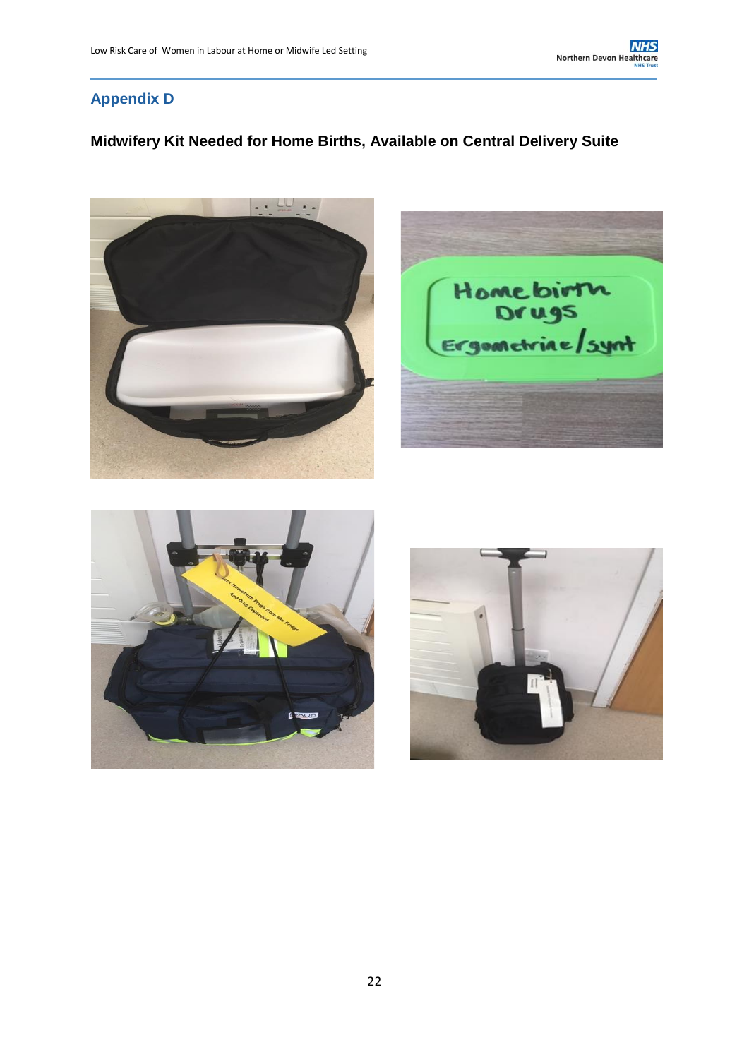## Appendix D

**Midwifery Kit Needed for Home Births, Available on Central Delivery Suite**